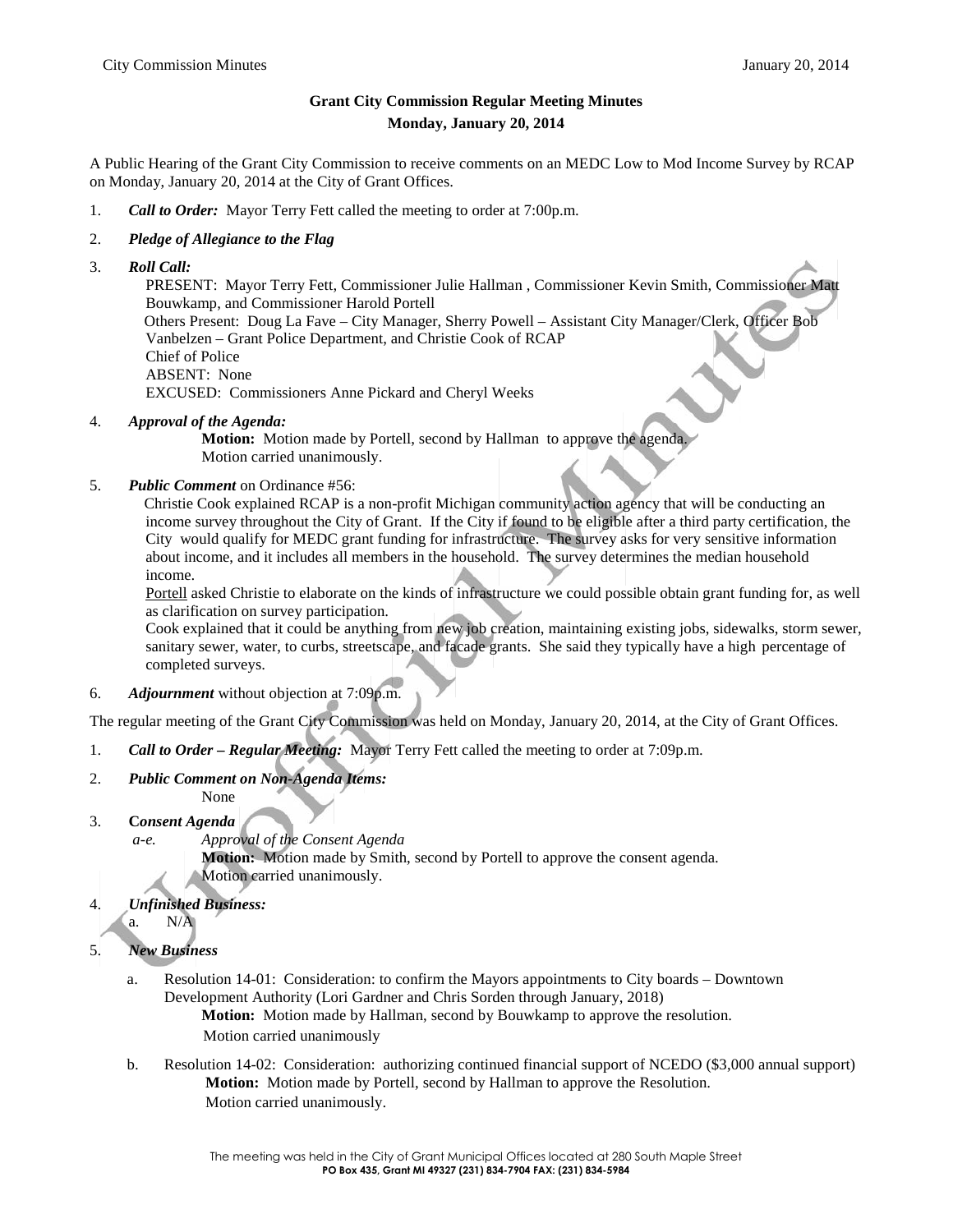**Grant City Commission Regular Meeting Minutes**

**Monday, January 20, 2014**

A Public Hearing of the Grant City Commission to receive comments on an MEDC Low to Mod Income Survey by RCAP on Monday, January 20, 2014 at the City of Grant Offices.

1. ***Call to Order:*** Mayor Terry Fett called the meeting to order at 7:00p.m.

2. ***Pledge of Allegiance to the Flag***

3. ***Roll Call:***
   PRESENT: Mayor Terry Fett, Commissioner Julie Hallman , Commissioner Kevin Smith, Commissioner Matt Bouwkamp, and Commissioner Harold Portell
   Others Present: Doug La Fave – City Manager, Sherry Powell – Assistant City Manager/Clerk, Officer Bob Vanbelzen – Grant Police Department, and Christie Cook of RCAP
   Chief of Police
   ABSENT: None
   EXCUSED: Commissioners Anne Pickard and Cheryl Weeks

4. ***Approval of the Agenda:***
   **Motion:** Motion made by Portell, second by Hallman to approve the agenda.
   Motion carried unanimously.

5. ***Public Comment*** on Ordinance #56:
   Christie Cook explained RCAP is a non-profit Michigan community action agency that will be conducting an income survey throughout the City of Grant. If the City if found to be eligible after a third party certification, the City would qualify for MEDC grant funding for infrastructure. The survey asks for very sensitive information about income, and it includes all members in the household. The survey determines the median household income.
   Portell asked Christie to elaborate on the kinds of infrastructure we could possible obtain grant funding for, as well as clarification on survey participation.
   Cook explained that it could be anything from new job creation, maintaining existing jobs, sidewalks, storm sewer, sanitary sewer, water, to curbs, streetscape, and facade grants. She said they typically have a high percentage of completed surveys.

6. ***Adjournment*** without objection at 7:09p.m.

The regular meeting of the Grant City Commission was held on Monday, January 20, 2014, at the City of Grant Offices.

1. ***Call to Order – Regular Meeting:*** Mayor Terry Fett called the meeting to order at 7:09p.m.

2. ***Public Comment on Non-Agenda Items:***
   None

3. **C*onsent Agenda***
   *a-e.* *Approval of the Consent Agenda*
   **Motion:** Motion made by Smith, second by Portell to approve the consent agenda.
   Motion carried unanimously.

4. ***Unfinished Business:***
   a. N/A

5. ***New Business***
   a. Resolution 14-01: Consideration: to confirm the Mayors appointments to City boards – Downtown Development Authority (Lori Gardner and Chris Sorden through January, 2018)
      **Motion:** Motion made by Hallman, second by Bouwkamp to approve the resolution.
      Motion carried unanimously
   b. Resolution 14-02: Consideration: authorizing continued financial support of NCEDO ($3,000 annual support)
      **Motion:** Motion made by Portell, second by Hallman to approve the Resolution.
      Motion carried unanimously.

The meeting was held in the City of Grant Municipal Offices located at 280 South Maple Street
**PO Box 435, Grant MI 49327 (231) 834-7904 FAX: (231) 834-5984**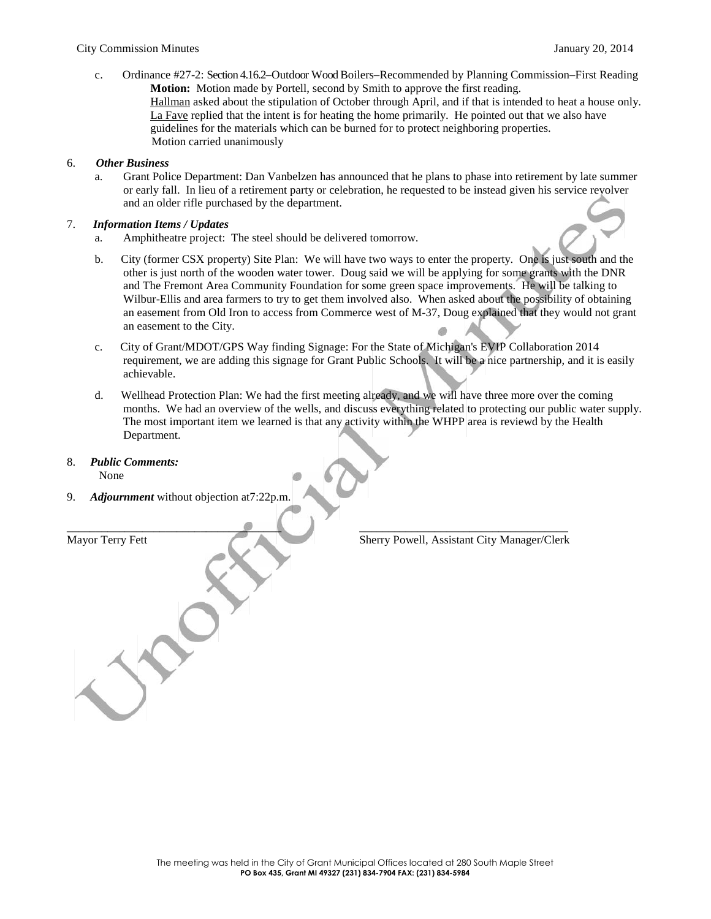c. Ordinance #27-2: Section 4.16.2–Outdoor Wood Boilers–Recommended by Planning Commission–First Reading

**Motion:** Motion made by Portell, second by Smith to approve the first reading.

Hallman asked about the stipulation of October through April, and if that is intended to heat a house only. La Fave replied that the intent is for heating the home primarily. He pointed out that we also have guidelines for the materials which can be burned for to protect neighboring properties.

Motion carried unanimously

6. ***Other Business***

   a. Grant Police Department: Dan Vanbelzen has announced that he plans to phase into retirement by late summer or early fall. In lieu of a retirement party or celebration, he requested to be instead given his service revolver and an older rifle purchased by the department.

7. ***Information Items / Updates***

   a. Amphitheatre project: The steel should be delivered tomorrow.

   b. City (former CSX property) Site Plan: We will have two ways to enter the property. One is just south and the other is just north of the wooden water tower. Doug said we will be applying for some grants with the DNR and The Fremont Area Community Foundation for some green space improvements. He will be talking to Wilbur-Ellis and area farmers to try to get them involved also. When asked about the possibility of obtaining an easement from Old Iron to access from Commerce west of M-37, Doug explained that they would not grant an easement to the City.

   c. City of Grant/MDOT/GPS Way finding Signage: For the State of Michigan's EVIP Collaboration 2014 requirement, we are adding this signage for Grant Public Schools. It will be a nice partnership, and it is easily achievable.

   d. Wellhead Protection Plan: We had the first meeting already, and we will have three more over the coming months. We had an overview of the wells, and discuss everything related to protecting our public water supply. The most important item we learned is that any activity within the WHPP area is reviewd by the Health Department.

8. ***Public Comments:***

   None

9. ***Adjournment*** without objection at7:22p.m.

\_\_\_\_\_\_\_\_\_\_\_\_\_\_\_\_\_\_\_\_\_\_\_\_\_\_\_\_\_\_\_\_\_\_\_\_
Mayor Terry Fett

\_\_\_\_\_\_\_\_\_\_\_\_\_\_\_\_\_\_\_\_\_\_\_\_\_\_\_\_\_\_\_\_\_\_\_\_
Sherry Powell, Assistant City Manager/Clerk

The meeting was held in the City of Grant Municipal Offices located at 280 South Maple Street

**PO Box 435, Grant MI 49327 (231) 834-7904 FAX: (231) 834-5984**